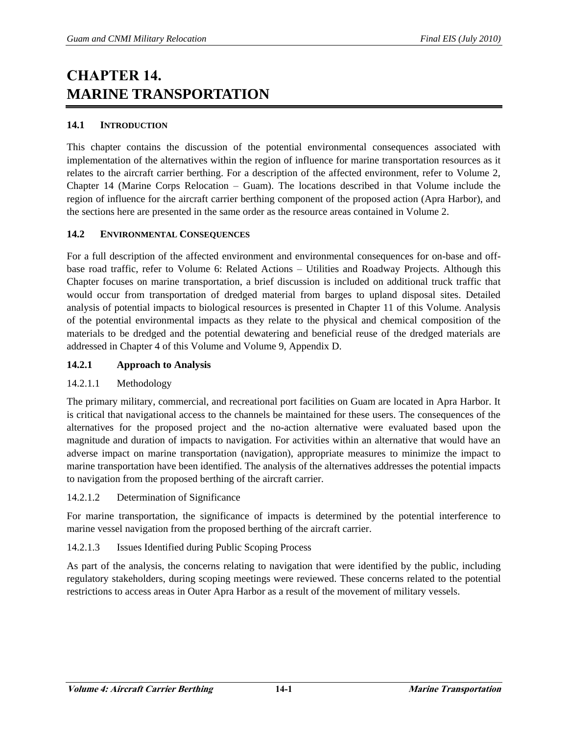# CHAPTER 14. MARINE TRANSPORTATION

## 14.1 INTRODUCTION

This chapter contains the discussion of the potential environmental consequences associated with implementation of the alternatives within the region of influence for marine transportation resources as it relates to the aircraft carrier berthing. For a description of the affected environment, refer to Volume 2, Chapter 14 (Marine Corps Relocation – Guam). The locations described in that Volume include the region of influence for the aircraft carrier berthing component of the proposed action (Apra Harbor), and the sections here are presented in the same order as the resource areas contained in Volume 2.

## 14.2 ENVIRONMENTAL CONSEQUENCES

For a full description of the affected environment and environmental consequences for on-base and off-base road traffic, refer to Volume 6: Related Actions – Utilities and Roadway Projects. Although this Chapter focuses on marine transportation, a brief discussion is included on additional truck traffic that would occur from transportation of dredged material from barges to upland disposal sites. Detailed analysis of potential impacts to biological resources is presented in Chapter 11 of this Volume. Analysis of the potential environmental impacts as they relate to the physical and chemical composition of the materials to be dredged and the potential dewatering and beneficial reuse of the dredged materials are addressed in Chapter 4 of this Volume and Volume 9, Appendix D.

### 14.2.1 Approach to Analysis

#### 14.2.1.1 Methodology

The primary military, commercial, and recreational port facilities on Guam are located in Apra Harbor. It is critical that navigational access to the channels be maintained for these users. The consequences of the alternatives for the proposed project and the no-action alternative were evaluated based upon the magnitude and duration of impacts to navigation. For activities within an alternative that would have an adverse impact on marine transportation (navigation), appropriate measures to minimize the impact to marine transportation have been identified. The analysis of the alternatives addresses the potential impacts to navigation from the proposed berthing of the aircraft carrier.

#### 14.2.1.2 Determination of Significance

For marine transportation, the significance of impacts is determined by the potential interference to marine vessel navigation from the proposed berthing of the aircraft carrier.

#### 14.2.1.3 Issues Identified during Public Scoping Process

As part of the analysis, the concerns relating to navigation that were identified by the public, including regulatory stakeholders, during scoping meetings were reviewed. These concerns related to the potential restrictions to access areas in Outer Apra Harbor as a result of the movement of military vessels.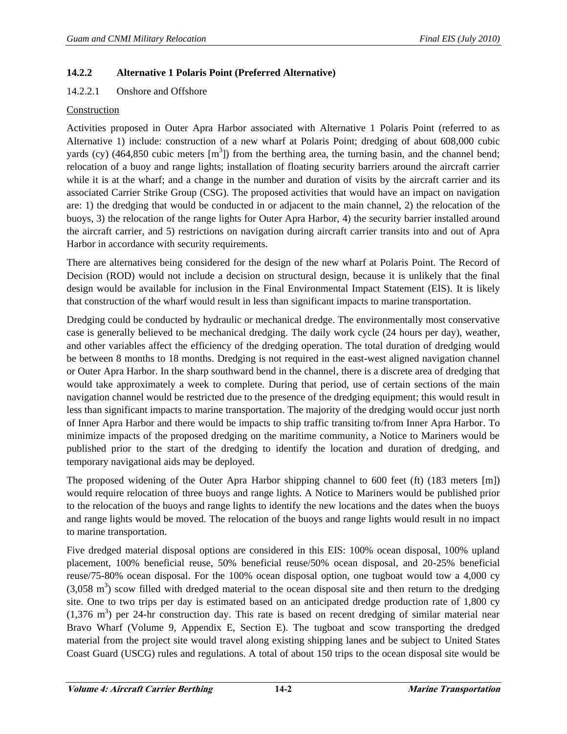### 14.2.2 Alternative 1 Polaris Point (Preferred Alternative)

#### 14.2.2.1 Onshore and Offshore

Construction

Activities proposed in Outer Apra Harbor associated with Alternative 1 Polaris Point (referred to as Alternative 1) include: construction of a new wharf at Polaris Point; dredging of about 608,000 cubic yards (cy) (464,850 cubic meters [$m^3$]) from the berthing area, the turning basin, and the channel bend; relocation of a buoy and range lights; installation of floating security barriers around the aircraft carrier while it is at the wharf; and a change in the number and duration of visits by the aircraft carrier and its associated Carrier Strike Group (CSG). The proposed activities that would have an impact on navigation are: 1) the dredging that would be conducted in or adjacent to the main channel, 2) the relocation of the buoys, 3) the relocation of the range lights for Outer Apra Harbor, 4) the security barrier installed around the aircraft carrier, and 5) restrictions on navigation during aircraft carrier transits into and out of Apra Harbor in accordance with security requirements.

There are alternatives being considered for the design of the new wharf at Polaris Point. The Record of Decision (ROD) would not include a decision on structural design, because it is unlikely that the final design would be available for inclusion in the Final Environmental Impact Statement (EIS). It is likely that construction of the wharf would result in less than significant impacts to marine transportation.

Dredging could be conducted by hydraulic or mechanical dredge. The environmentally most conservative case is generally believed to be mechanical dredging. The daily work cycle (24 hours per day), weather, and other variables affect the efficiency of the dredging operation. The total duration of dredging would be between 8 months to 18 months. Dredging is not required in the east-west aligned navigation channel or Outer Apra Harbor. In the sharp southward bend in the channel, there is a discrete area of dredging that would take approximately a week to complete. During that period, use of certain sections of the main navigation channel would be restricted due to the presence of the dredging equipment; this would result in less than significant impacts to marine transportation. The majority of the dredging would occur just north of Inner Apra Harbor and there would be impacts to ship traffic transiting to/from Inner Apra Harbor. To minimize impacts of the proposed dredging on the maritime community, a Notice to Mariners would be published prior to the start of the dredging to identify the location and duration of dredging, and temporary navigational aids may be deployed.

The proposed widening of the Outer Apra Harbor shipping channel to 600 feet (ft) (183 meters [m]) would require relocation of three buoys and range lights. A Notice to Mariners would be published prior to the relocation of the buoys and range lights to identify the new locations and the dates when the buoys and range lights would be moved. The relocation of the buoys and range lights would result in no impact to marine transportation.

Five dredged material disposal options are considered in this EIS: 100% ocean disposal, 100% upland placement, 100% beneficial reuse, 50% beneficial reuse/50% ocean disposal, and 20-25% beneficial reuse/75-80% ocean disposal. For the 100% ocean disposal option, one tugboat would tow a 4,000 cy (3,058 $m^3$) scow filled with dredged material to the ocean disposal site and then return to the dredging site. One to two trips per day is estimated based on an anticipated dredge production rate of 1,800 cy (1,376 $m^3$) per 24-hr construction day. This rate is based on recent dredging of similar material near Bravo Wharf (Volume 9, Appendix E, Section E). The tugboat and scow transporting the dredged material from the project site would travel along existing shipping lanes and be subject to United States Coast Guard (USCG) rules and regulations. A total of about 150 trips to the ocean disposal site would be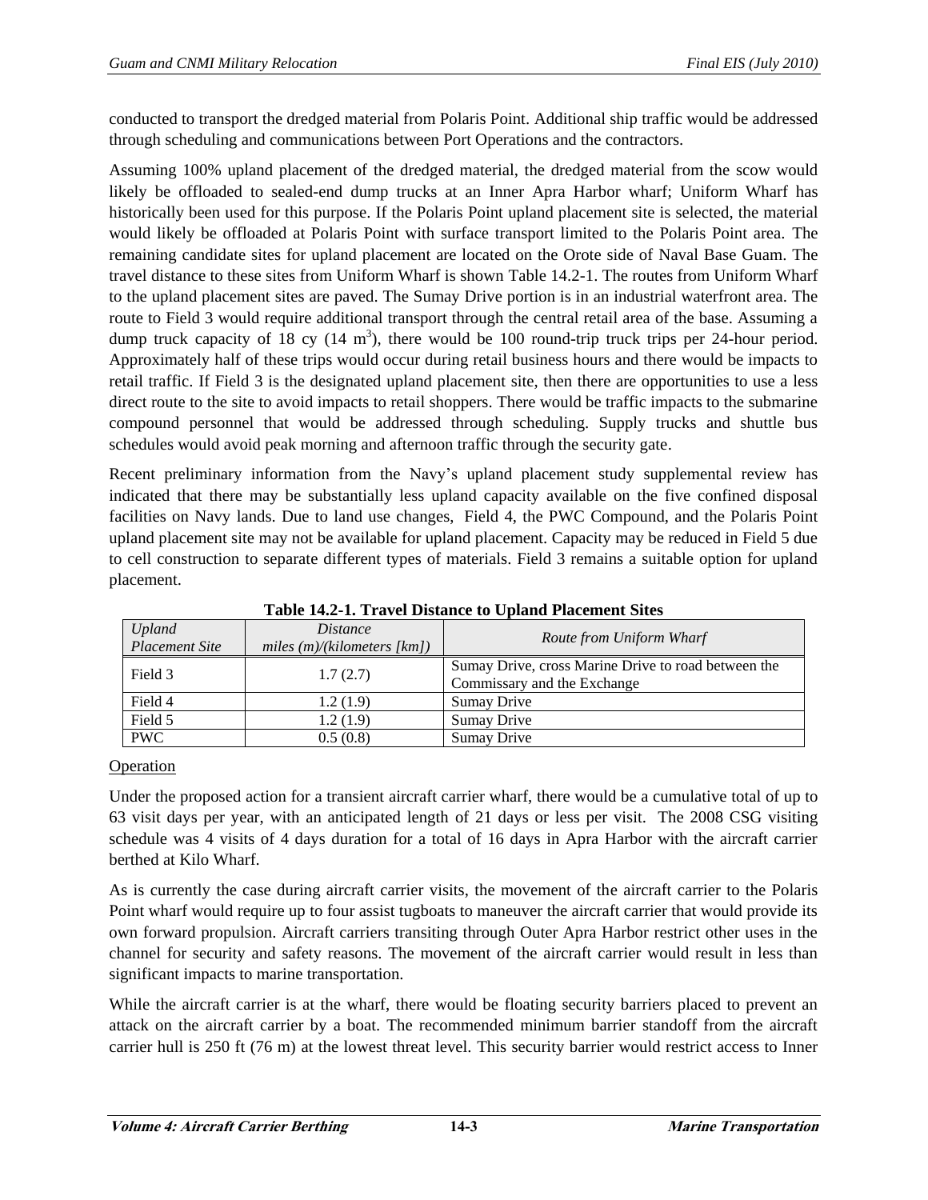conducted to transport the dredged material from Polaris Point. Additional ship traffic would be addressed through scheduling and communications between Port Operations and the contractors.

Assuming 100% upland placement of the dredged material, the dredged material from the scow would likely be offloaded to sealed-end dump trucks at an Inner Apra Harbor wharf; Uniform Wharf has historically been used for this purpose. If the Polaris Point upland placement site is selected, the material would likely be offloaded at Polaris Point with surface transport limited to the Polaris Point area. The remaining candidate sites for upland placement are located on the Orote side of Naval Base Guam. The travel distance to these sites from Uniform Wharf is shown Table 14.2-1. The routes from Uniform Wharf to the upland placement sites are paved. The Sumay Drive portion is in an industrial waterfront area. The route to Field 3 would require additional transport through the central retail area of the base. Assuming a dump truck capacity of 18 cy (14 $m^3$), there would be 100 round-trip truck trips per 24-hour period. Approximately half of these trips would occur during retail business hours and there would be impacts to retail traffic. If Field 3 is the designated upland placement site, then there are opportunities to use a less direct route to the site to avoid impacts to retail shoppers. There would be traffic impacts to the submarine compound personnel that would be addressed through scheduling. Supply trucks and shuttle bus schedules would avoid peak morning and afternoon traffic through the security gate.

Recent preliminary information from the Navy's upland placement study supplemental review has indicated that there may be substantially less upland capacity available on the five confined disposal facilities on Navy lands. Due to land use changes, Field 4, the PWC Compound, and the Polaris Point upland placement site may not be available for upland placement. Capacity may be reduced in Field 5 due to cell construction to separate different types of materials. Field 3 remains a suitable option for upland placement.

**Table 14.2-1. Travel Distance to Upland Placement Sites**

| *Upland Placement Site* | *Distance miles (m)/(kilometers [km])* | *Route from Uniform Wharf* |
|---|---|---|
| Field 3 | 1.7 (2.7) | Sumay Drive, cross Marine Drive to road between the Commissary and the Exchange |
| Field 4 | 1.2 (1.9) | Sumay Drive |
| Field 5 | 1.2 (1.9) | Sumay Drive |
| PWC | 0.5 (0.8) | Sumay Drive |

Operation

Under the proposed action for a transient aircraft carrier wharf, there would be a cumulative total of up to 63 visit days per year, with an anticipated length of 21 days or less per visit. The 2008 CSG visiting schedule was 4 visits of 4 days duration for a total of 16 days in Apra Harbor with the aircraft carrier berthed at Kilo Wharf.

As is currently the case during aircraft carrier visits, the movement of the aircraft carrier to the Polaris Point wharf would require up to four assist tugboats to maneuver the aircraft carrier that would provide its own forward propulsion. Aircraft carriers transiting through Outer Apra Harbor restrict other uses in the channel for security and safety reasons. The movement of the aircraft carrier would result in less than significant impacts to marine transportation.

While the aircraft carrier is at the wharf, there would be floating security barriers placed to prevent an attack on the aircraft carrier by a boat. The recommended minimum barrier standoff from the aircraft carrier hull is 250 ft (76 m) at the lowest threat level. This security barrier would restrict access to Inner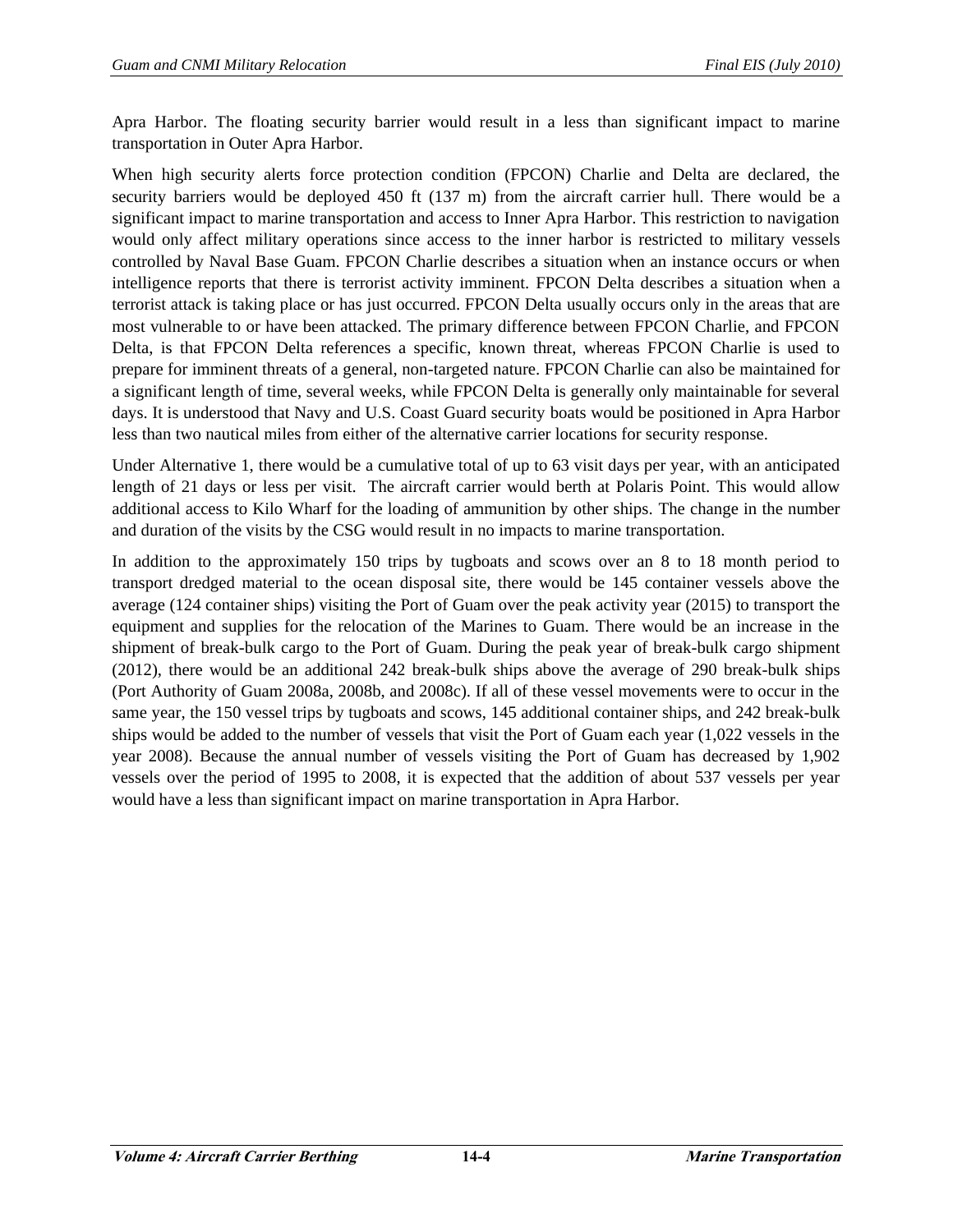Apra Harbor. The floating security barrier would result in a less than significant impact to marine transportation in Outer Apra Harbor.

When high security alerts force protection condition (FPCON) Charlie and Delta are declared, the security barriers would be deployed 450 ft (137 m) from the aircraft carrier hull. There would be a significant impact to marine transportation and access to Inner Apra Harbor. This restriction to navigation would only affect military operations since access to the inner harbor is restricted to military vessels controlled by Naval Base Guam. FPCON Charlie describes a situation when an instance occurs or when intelligence reports that there is terrorist activity imminent. FPCON Delta describes a situation when a terrorist attack is taking place or has just occurred. FPCON Delta usually occurs only in the areas that are most vulnerable to or have been attacked. The primary difference between FPCON Charlie, and FPCON Delta, is that FPCON Delta references a specific, known threat, whereas FPCON Charlie is used to prepare for imminent threats of a general, non-targeted nature. FPCON Charlie can also be maintained for a significant length of time, several weeks, while FPCON Delta is generally only maintainable for several days. It is understood that Navy and U.S. Coast Guard security boats would be positioned in Apra Harbor less than two nautical miles from either of the alternative carrier locations for security response.

Under Alternative 1, there would be a cumulative total of up to 63 visit days per year, with an anticipated length of 21 days or less per visit. The aircraft carrier would berth at Polaris Point. This would allow additional access to Kilo Wharf for the loading of ammunition by other ships. The change in the number and duration of the visits by the CSG would result in no impacts to marine transportation.

In addition to the approximately 150 trips by tugboats and scows over an 8 to 18 month period to transport dredged material to the ocean disposal site, there would be 145 container vessels above the average (124 container ships) visiting the Port of Guam over the peak activity year (2015) to transport the equipment and supplies for the relocation of the Marines to Guam. There would be an increase in the shipment of break-bulk cargo to the Port of Guam. During the peak year of break-bulk cargo shipment (2012), there would be an additional 242 break-bulk ships above the average of 290 break-bulk ships (Port Authority of Guam 2008a, 2008b, and 2008c). If all of these vessel movements were to occur in the same year, the 150 vessel trips by tugboats and scows, 145 additional container ships, and 242 break-bulk ships would be added to the number of vessels that visit the Port of Guam each year (1,022 vessels in the year 2008). Because the annual number of vessels visiting the Port of Guam has decreased by 1,902 vessels over the period of 1995 to 2008, it is expected that the addition of about 537 vessels per year would have a less than significant impact on marine transportation in Apra Harbor.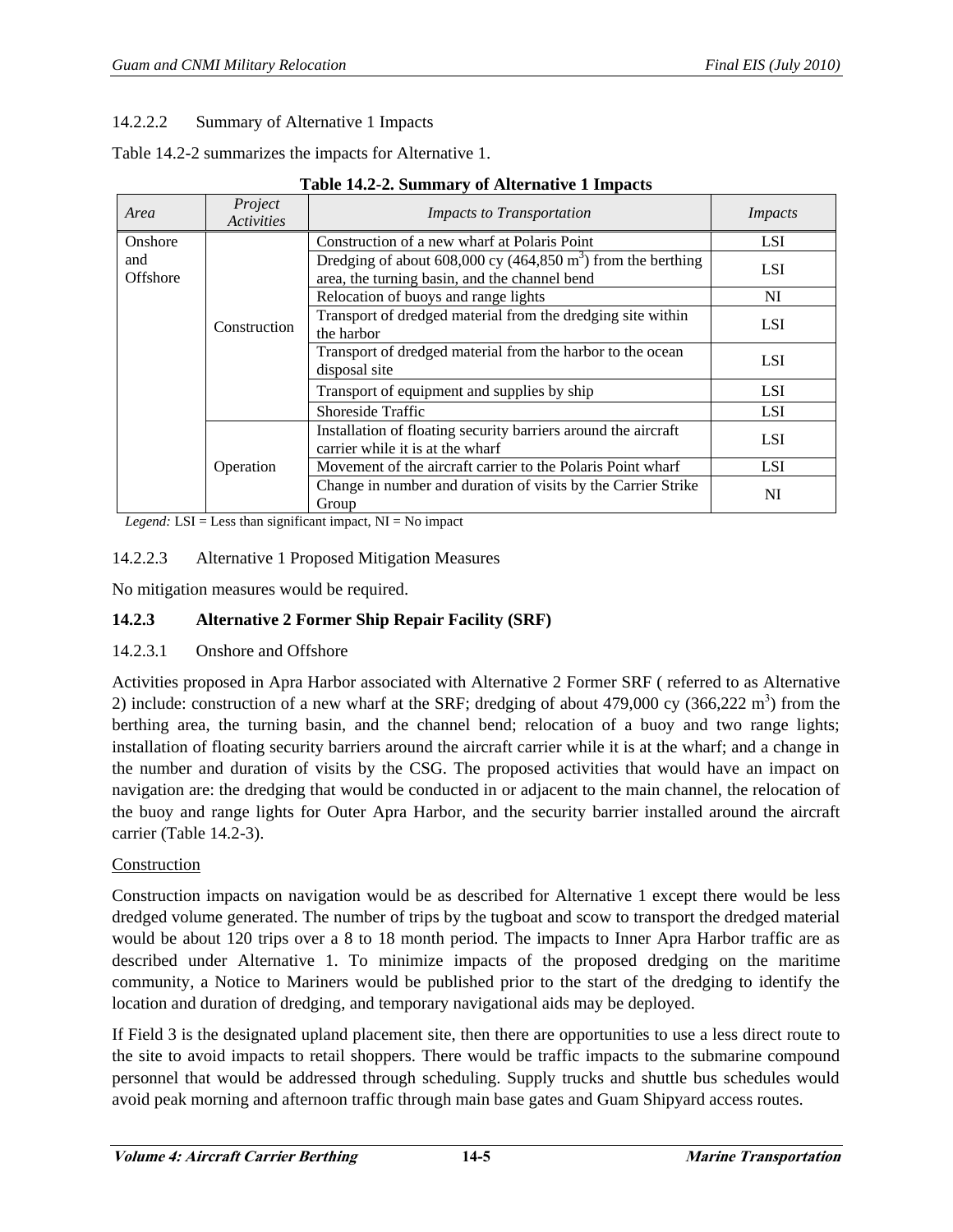14.2.2.2 Summary of Alternative 1 Impacts

Table 14.2-2 summarizes the impacts for Alternative 1.

**Table 14.2-2. Summary of Alternative 1 Impacts**

| *Area* | *Project Activities* | *Impacts to Transportation* | *Impacts* |
|---|---|---|---|
| Onshore and Offshore | Construction | Construction of a new wharf at Polaris Point | LSI |
| | | Dredging of about 608,000 cy (464,850 $m^3$) from the berthing area, the turning basin, and the channel bend | LSI |
| | | Relocation of buoys and range lights | NI |
| | | Transport of dredged material from the dredging site within the harbor | LSI |
| | | Transport of dredged material from the harbor to the ocean disposal site | LSI |
| | | Transport of equipment and supplies by ship | LSI |
| | | Shoreside Traffic | LSI |
| | Operation | Installation of floating security barriers around the aircraft carrier while it is at the wharf | LSI |
| | | Movement of the aircraft carrier to the Polaris Point wharf | LSI |
| | | Change in number and duration of visits by the Carrier Strike Group | NI |

*Legend:* LSI = Less than significant impact, NI = No impact

14.2.2.3 Alternative 1 Proposed Mitigation Measures

No mitigation measures would be required.

### 14.2.3 Alternative 2 Former Ship Repair Facility (SRF)

14.2.3.1 Onshore and Offshore

Activities proposed in Apra Harbor associated with Alternative 2 Former SRF ( referred to as Alternative 2) include: construction of a new wharf at the SRF; dredging of about 479,000 cy (366,222 $m^3$) from the berthing area, the turning basin, and the channel bend; relocation of a buoy and two range lights; installation of floating security barriers around the aircraft carrier while it is at the wharf; and a change in the number and duration of visits by the CSG. The proposed activities that would have an impact on navigation are: the dredging that would be conducted in or adjacent to the main channel, the relocation of the buoy and range lights for Outer Apra Harbor, and the security barrier installed around the aircraft carrier (Table 14.2-3).

Construction

Construction impacts on navigation would be as described for Alternative 1 except there would be less dredged volume generated. The number of trips by the tugboat and scow to transport the dredged material would be about 120 trips over a 8 to 18 month period. The impacts to Inner Apra Harbor traffic are as described under Alternative 1. To minimize impacts of the proposed dredging on the maritime community, a Notice to Mariners would be published prior to the start of the dredging to identify the location and duration of dredging, and temporary navigational aids may be deployed.

If Field 3 is the designated upland placement site, then there are opportunities to use a less direct route to the site to avoid impacts to retail shoppers. There would be traffic impacts to the submarine compound personnel that would be addressed through scheduling. Supply trucks and shuttle bus schedules would avoid peak morning and afternoon traffic through main base gates and Guam Shipyard access routes.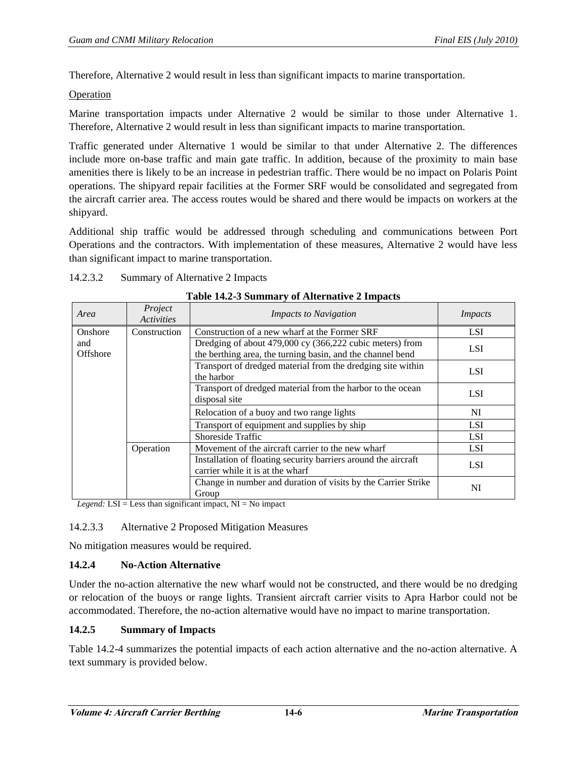Therefore, Alternative 2 would result in less than significant impacts to marine transportation.

Operation

Marine transportation impacts under Alternative 2 would be similar to those under Alternative 1. Therefore, Alternative 2 would result in less than significant impacts to marine transportation.

Traffic generated under Alternative 1 would be similar to that under Alternative 2. The differences include more on-base traffic and main gate traffic. In addition, because of the proximity to main base amenities there is likely to be an increase in pedestrian traffic. There would be no impact on Polaris Point operations. The shipyard repair facilities at the Former SRF would be consolidated and segregated from the aircraft carrier area. The access routes would be shared and there would be impacts on workers at the shipyard.

Additional ship traffic would be addressed through scheduling and communications between Port Operations and the contractors. With implementation of these measures, Alternative 2 would have less than significant impact to marine transportation.

#### 14.2.3.2 Summary of Alternative 2 Impacts

**Table 14.2-3 Summary of Alternative 2 Impacts**

| *Area* | *Project Activities* | *Impacts to Navigation* | *Impacts* |
|---|---|---|---|
| Onshore and Offshore | Construction | Construction of a new wharf at the Former SRF | LSI |
| | | Dredging of about 479,000 cy (366,222 cubic meters) from the berthing area, the turning basin, and the channel bend | LSI |
| | | Transport of dredged material from the dredging site within the harbor | LSI |
| | | Transport of dredged material from the harbor to the ocean disposal site | LSI |
| | | Relocation of a buoy and two range lights | NI |
| | | Transport of equipment and supplies by ship | LSI |
| | | Shoreside Traffic | LSI |
| | Operation | Movement of the aircraft carrier to the new wharf | LSI |
| | | Installation of floating security barriers around the aircraft carrier while it is at the wharf | LSI |
| | | Change in number and duration of visits by the Carrier Strike Group | NI |

*Legend:* LSI = Less than significant impact, NI = No impact

#### 14.2.3.3 Alternative 2 Proposed Mitigation Measures

No mitigation measures would be required.

### 14.2.4 No-Action Alternative

Under the no-action alternative the new wharf would not be constructed, and there would be no dredging or relocation of the buoys or range lights. Transient aircraft carrier visits to Apra Harbor could not be accommodated. Therefore, the no-action alternative would have no impact to marine transportation.

### 14.2.5 Summary of Impacts

Table 14.2-4 summarizes the potential impacts of each action alternative and the no-action alternative. A text summary is provided below.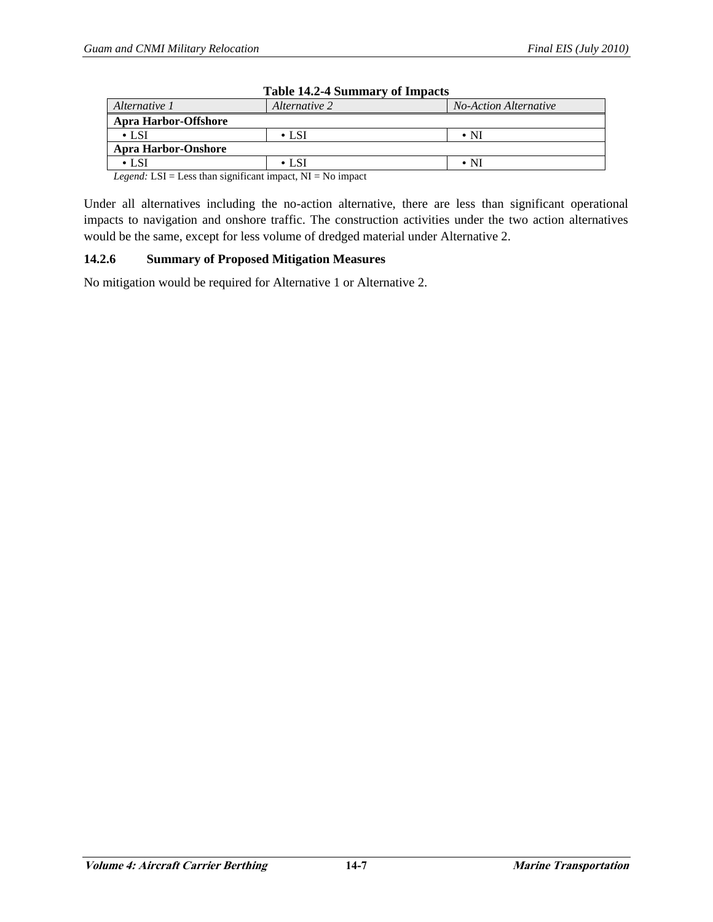**Table 14.2-4 Summary of Impacts**

| *Alternative 1* | *Alternative 2* | *No-Action Alternative* |
|---|---|---|
| **Apra Harbor-Offshore** | | |
| • LSI | • LSI | • NI |
| **Apra Harbor-Onshore** | | |
| • LSI | • LSI | • NI |

*Legend:* LSI = Less than significant impact, NI = No impact

Under all alternatives including the no-action alternative, there are less than significant operational impacts to navigation and onshore traffic. The construction activities under the two action alternatives would be the same, except for less volume of dredged material under Alternative 2.

### 14.2.6 Summary of Proposed Mitigation Measures

No mitigation would be required for Alternative 1 or Alternative 2.